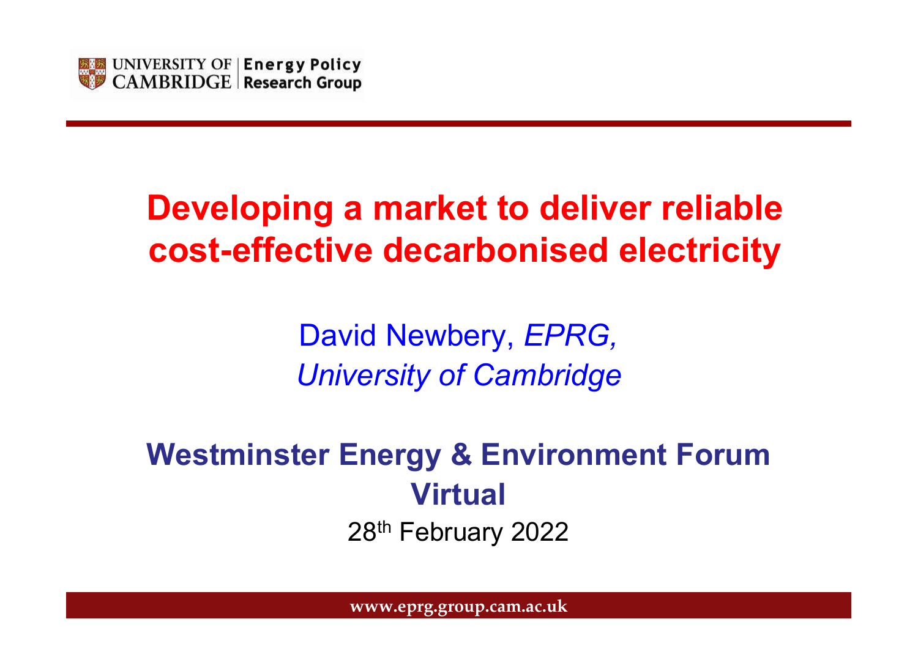UNIVERSITY OF CAMBRIDGE | Energy Policy Research Group

# Developing a market to deliver reliable cost-effective decarbonised electricity

David Newbery, *EPRG, University of Cambridge*

**Westminster Energy & Environment Forum**
**Virtual**

28th February 2022

www.eprg.group.cam.ac.uk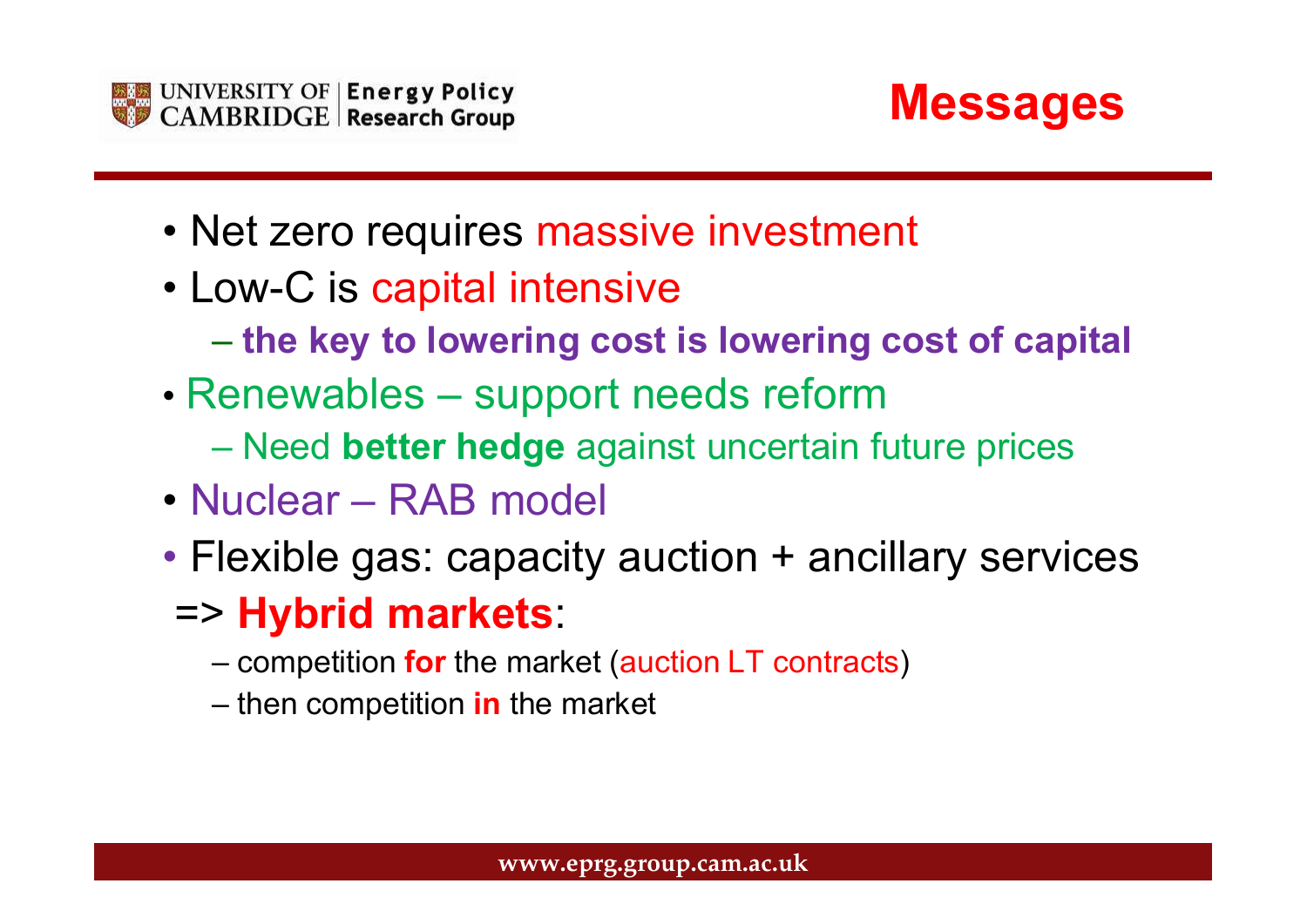# Messages

- Net zero requires massive investment
- Low-C is capital intensive
  - **the key to lowering cost is lowering cost of capital**
- Renewables – support needs reform
  - Need **better hedge** against uncertain future prices
- Nuclear – RAB model
- Flexible gas: capacity auction + ancillary services

=> **Hybrid markets**:

- competition **for** the market (auction LT contracts)
- then competition **in** the market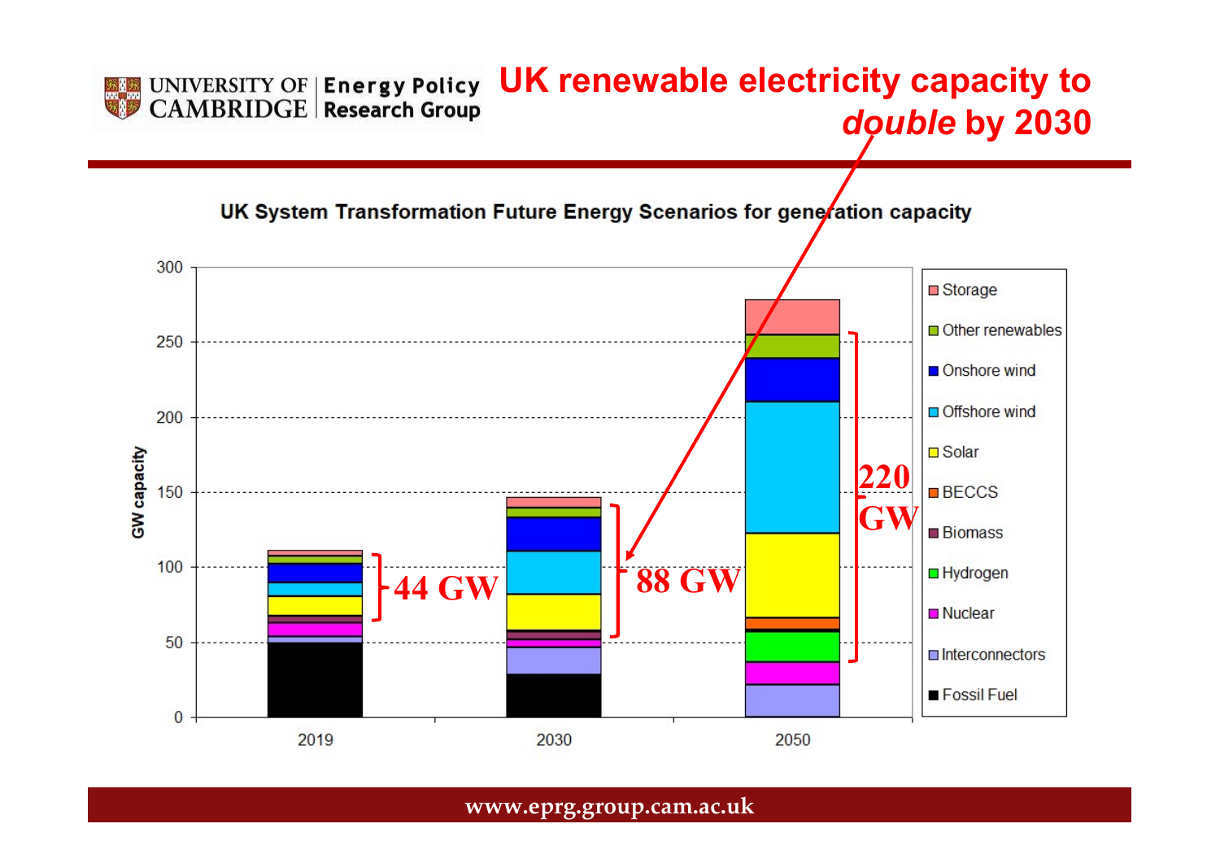# UK renewable electricity capacity to *double* by 2030

UNIVERSITY OF CAMBRIDGE | Energy Policy Research Group

UK System Transformation Future Energy Scenarios for generation capacity

GW capacity

300
250
200
150
100
50
0

2019
2030
2050

44 GW
88 GW
220 GW

Storage
Other renewables
Onshore wind
Offshore wind
Solar
BECCS
Biomass
Hydrogen
Nuclear
Interconnectors
Fossil Fuel

www.eprg.group.cam.ac.uk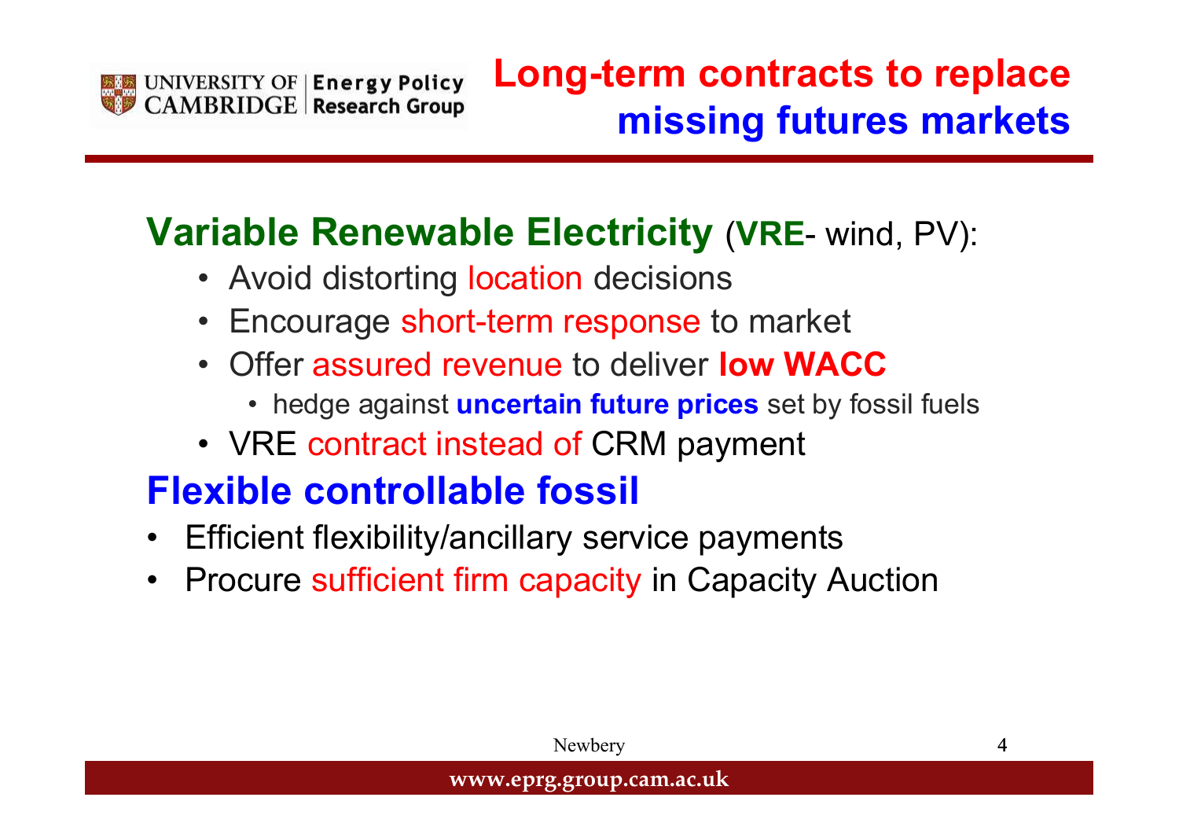# Long-term contracts to replace missing futures markets

## Variable Renewable Electricity (VRE- wind, PV):

- Avoid distorting location decisions
- Encourage short-term response to market
- Offer assured revenue to deliver **low WACC**
  - hedge against **uncertain future prices** set by fossil fuels
- VRE contract instead of CRM payment

## Flexible controllable fossil

- Efficient flexibility/ancillary service payments
- Procure sufficient firm capacity in Capacity Auction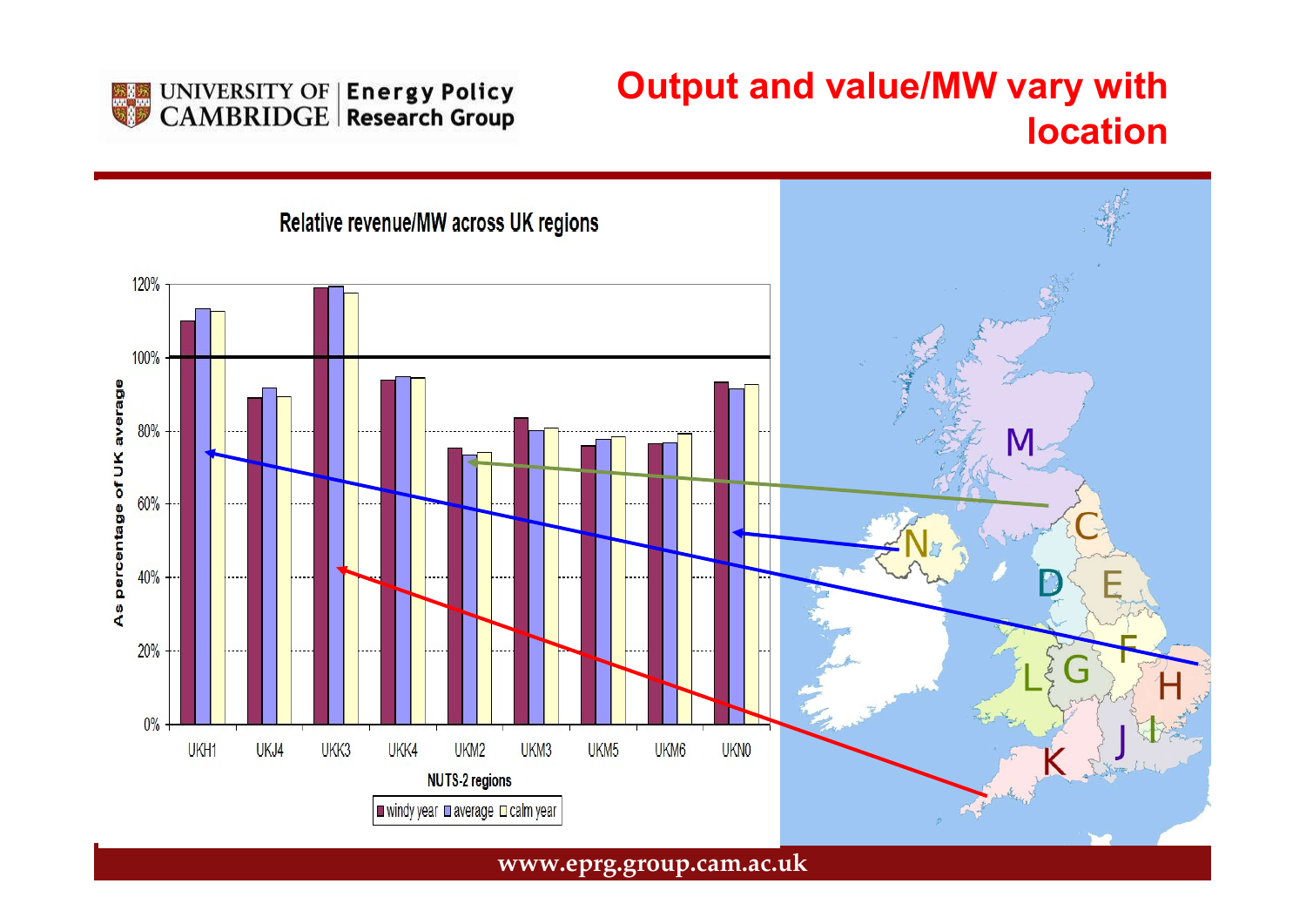# Output and value/MW vary with location

Relative revenue/MW across UK regions

120%
100%
80%
60%
40%
20%
0%

As percentage of UK average

UKH1
UKJ4
UKK3
UKK4
UKM2
UKM3
UKM5
UKM6
UKN0

NUTS-2 regions

windy year
average
calm year

M
C
N
D
E
F
L
G
H
J
I
K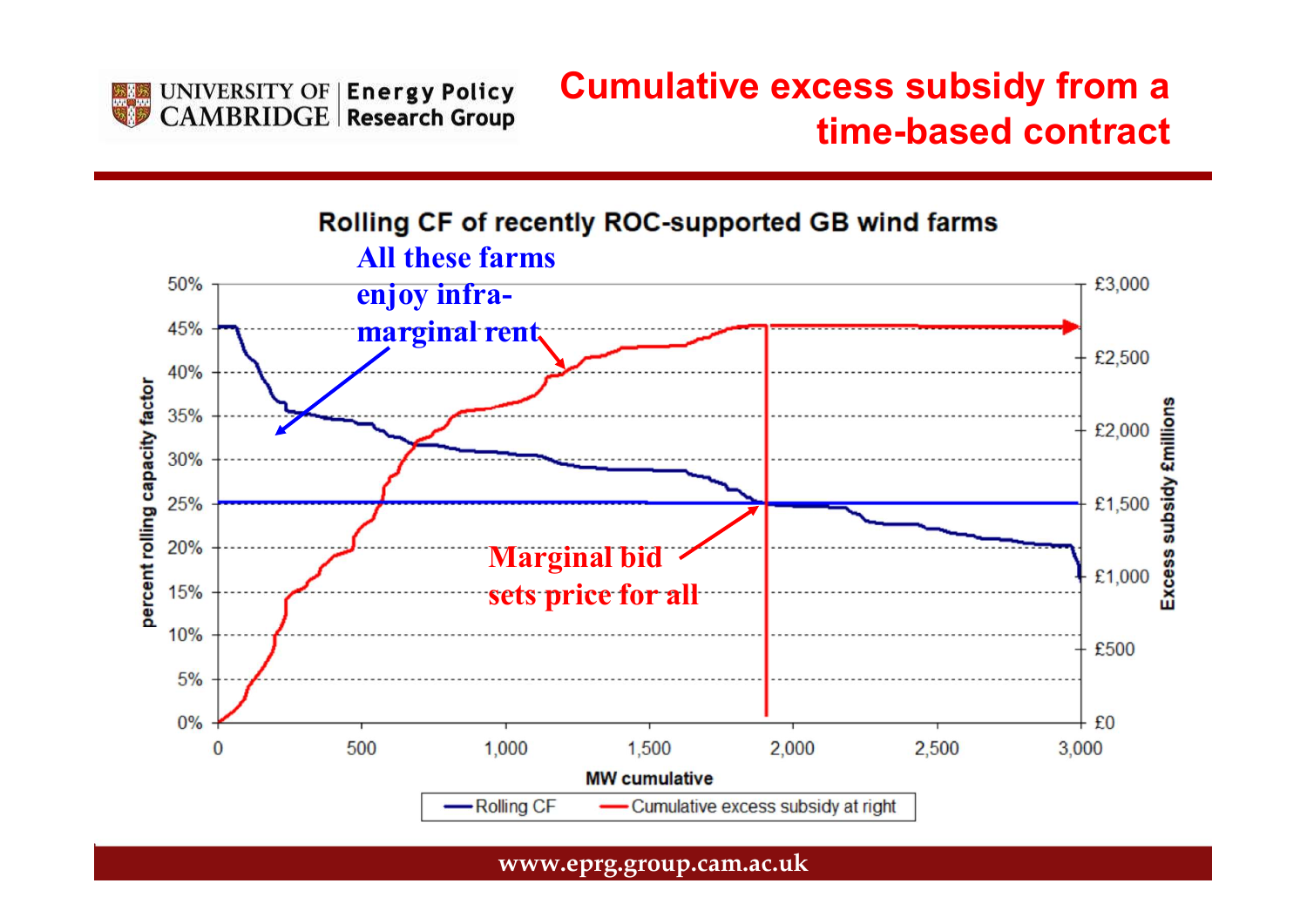# Cumulative excess subsidy from a time-based contract

Rolling CF of recently ROC-supported GB wind farms

All these farms enjoy infra-marginal rent

Marginal bid sets price for all

percent rolling capacity factor

50%
45%
40%
35%
30%
25%
20%
15%
10%
5%
0%

Excess subsidy £millions

£3,000
£2,500
£2,000
£1,500
£1,000
£500
£0

0
500
1,000
1,500
2,000
2,500
3,000

MW cumulative

Rolling CF
Cumulative excess subsidy at right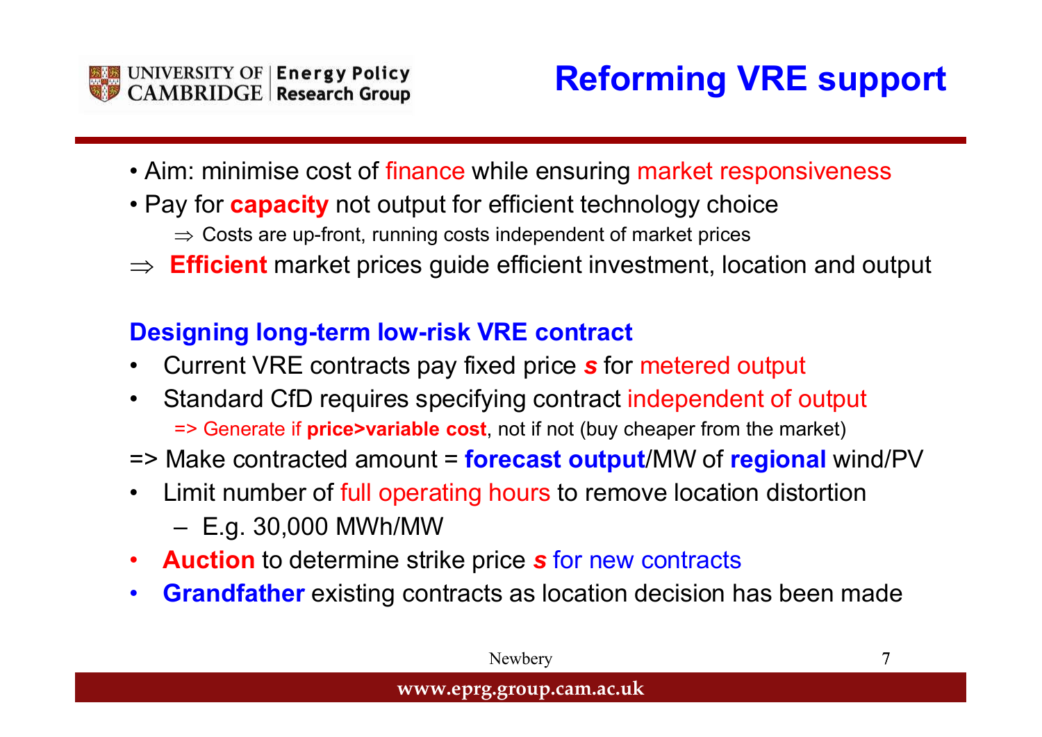# Reforming VRE support

- Aim: minimise cost of finance while ensuring market responsiveness
- Pay for **capacity** not output for efficient technology choice
  - ⇒ Costs are up-front, running costs independent of market prices

⇒ **Efficient** market prices guide efficient investment, location and output

## Designing long-term low-risk VRE contract

- Current VRE contracts pay fixed price ***s*** for metered output
- Standard CfD requires specifying contract independent of output
  - => Generate if **price>variable cost**, not if not (buy cheaper from the market)

=> Make contracted amount = **forecast output**/MW of **regional** wind/PV

- Limit number of full operating hours to remove location distortion
  - E.g. 30,000 MWh/MW
- **Auction** to determine strike price ***s*** for new contracts
- **Grandfather** existing contracts as location decision has been made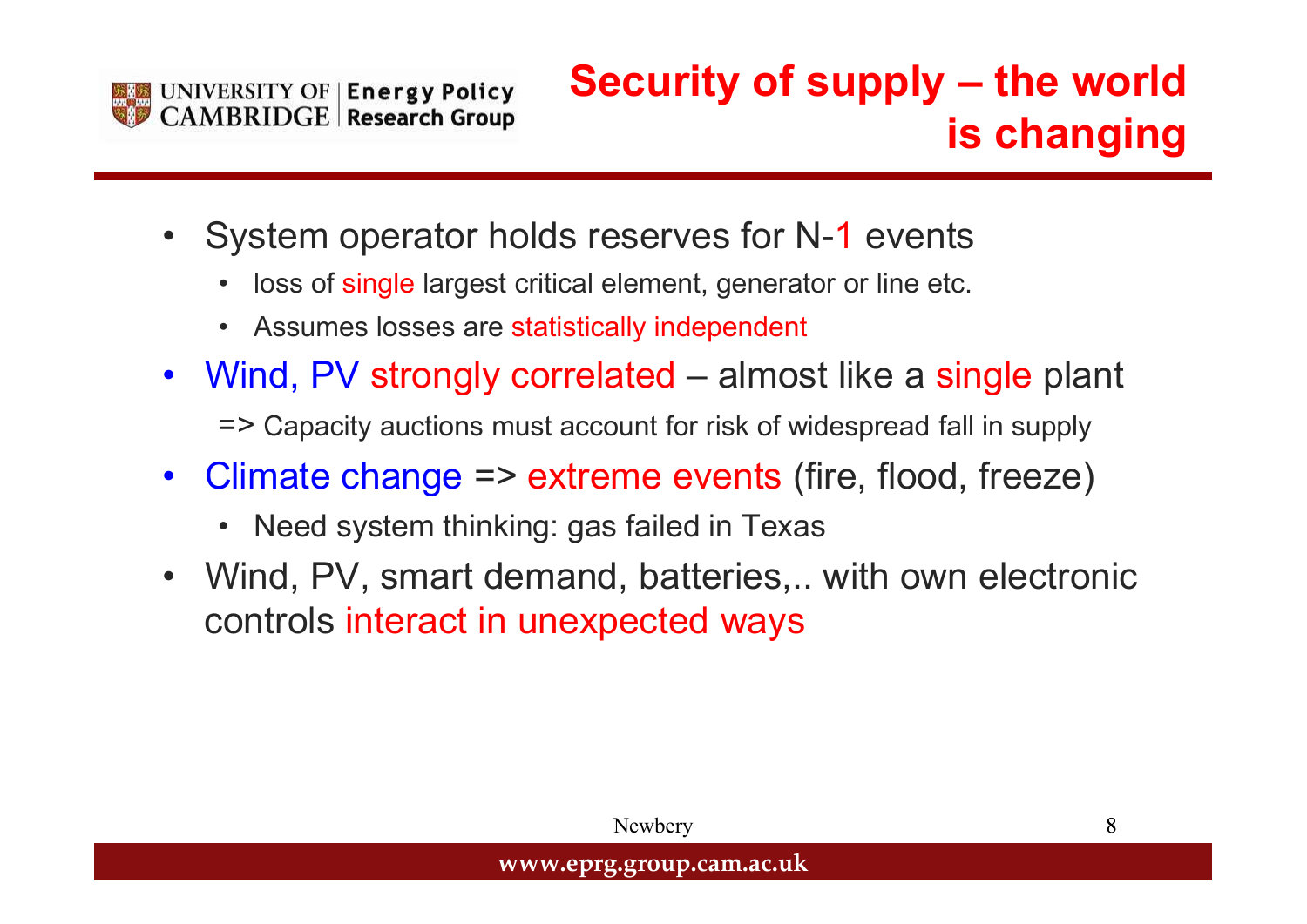# Security of supply – the world is changing

- System operator holds reserves for N-1 events
  - loss of single largest critical element, generator or line etc.
  - Assumes losses are statistically independent
- Wind, PV strongly correlated – almost like a single plant

  => Capacity auctions must account for risk of widespread fall in supply
- Climate change => extreme events (fire, flood, freeze)
  - Need system thinking: gas failed in Texas
- Wind, PV, smart demand, batteries,.. with own electronic controls interact in unexpected ways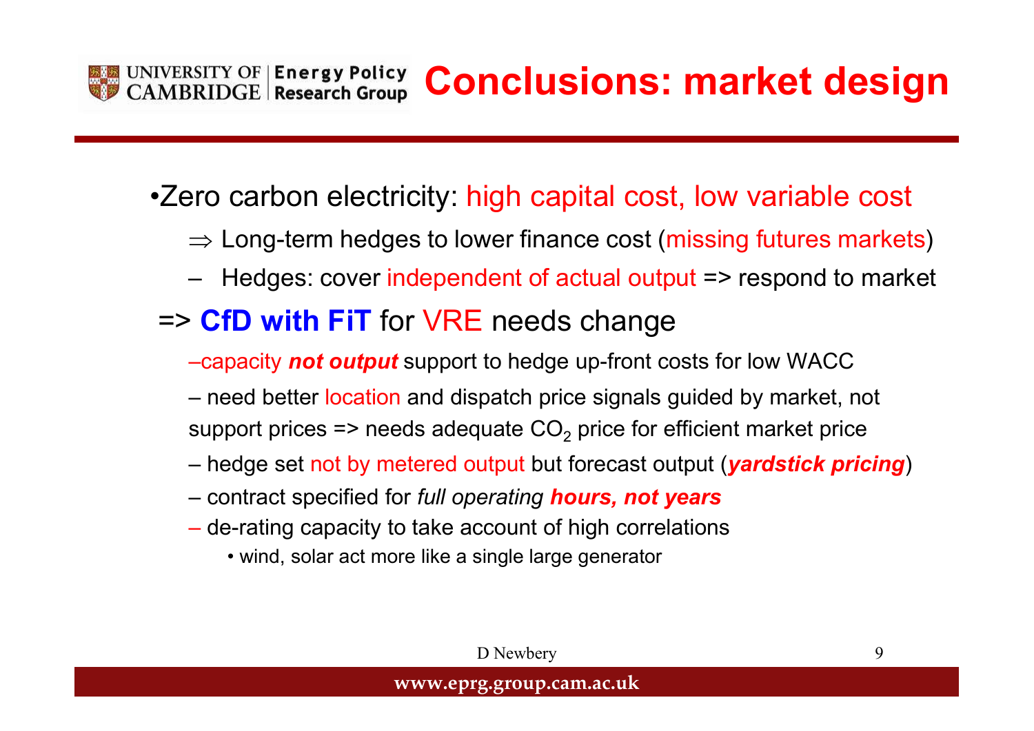# Conclusions: market design

- Zero carbon electricity: high capital cost, low variable cost
  - ⇒ Long-term hedges to lower finance cost (missing futures markets)
  - – Hedges: cover independent of actual output => respond to market

=> **CfD with FiT** for VRE needs change

- –capacity ***not output*** support to hedge up-front costs for low WACC
- – need better location and dispatch price signals guided by market, not support prices => needs adequate $CO_2$ price for efficient market price
- – hedge set not by metered output but forecast output (***yardstick pricing***)
- – contract specified for *full operating* ***hours, not years***
- – de-rating capacity to take account of high correlations
  - wind, solar act more like a single large generator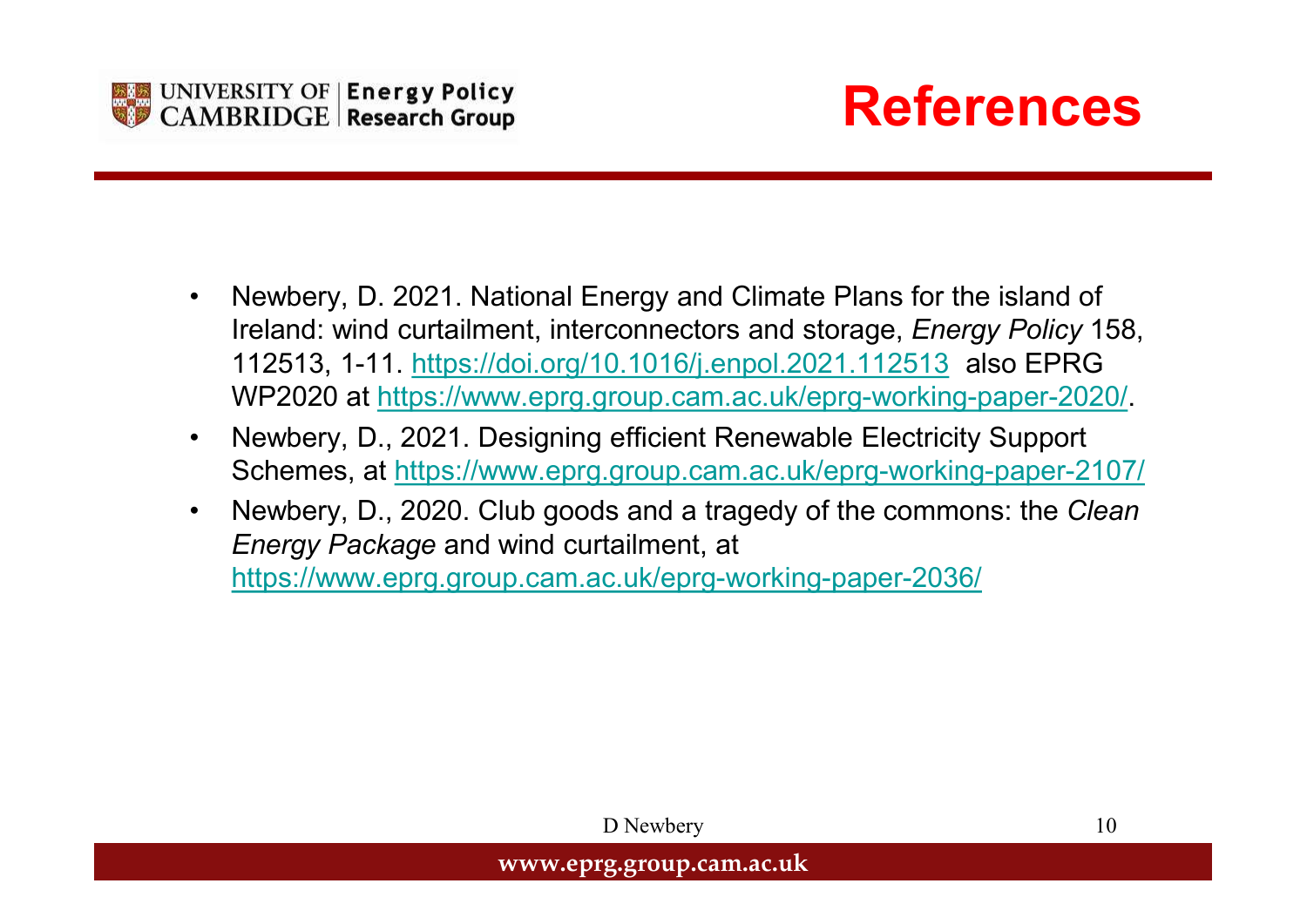# References

- Newbery, D. 2021. National Energy and Climate Plans for the island of Ireland: wind curtailment, interconnectors and storage, *Energy Policy* 158, 112513, 1-11. https://doi.org/10.1016/j.enpol.2021.112513 also EPRG WP2020 at https://www.eprg.group.cam.ac.uk/eprg-working-paper-2020/.
- Newbery, D., 2021. Designing efficient Renewable Electricity Support Schemes, at https://www.eprg.group.cam.ac.uk/eprg-working-paper-2107/
- Newbery, D., 2020. Club goods and a tragedy of the commons: the *Clean Energy Package* and wind curtailment, at https://www.eprg.group.cam.ac.uk/eprg-working-paper-2036/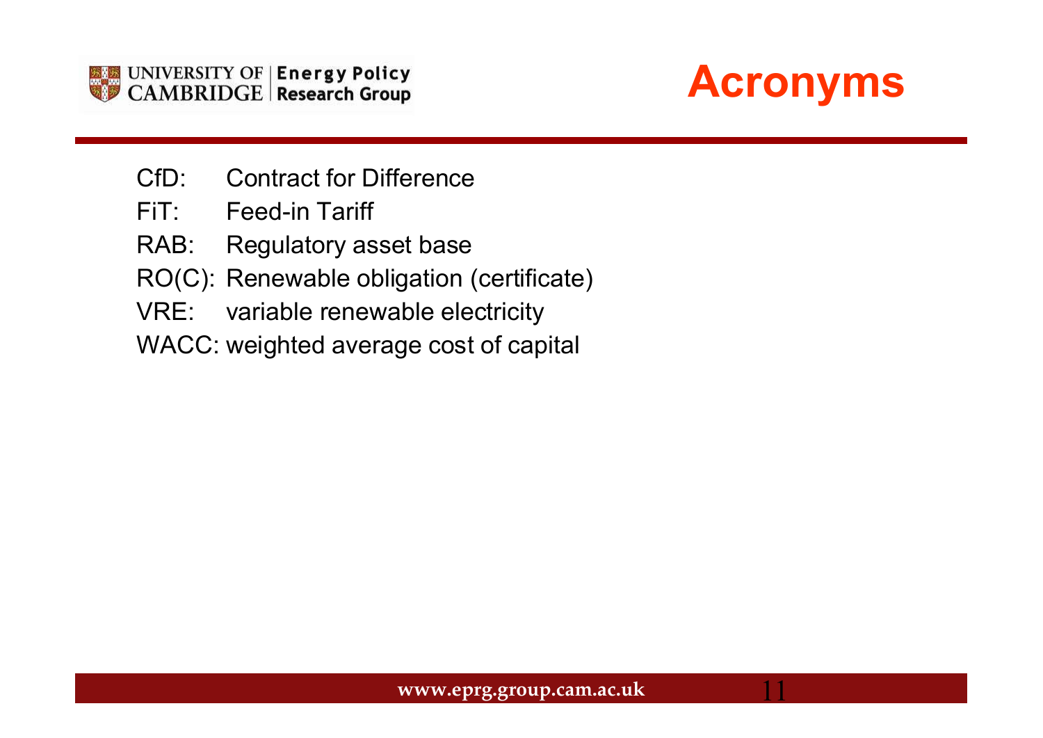# Acronyms

CfD: Contract for Difference
FiT: Feed-in Tariff
RAB: Regulatory asset base
RO(C): Renewable obligation (certificate)
VRE: variable renewable electricity
WACC: weighted average cost of capital